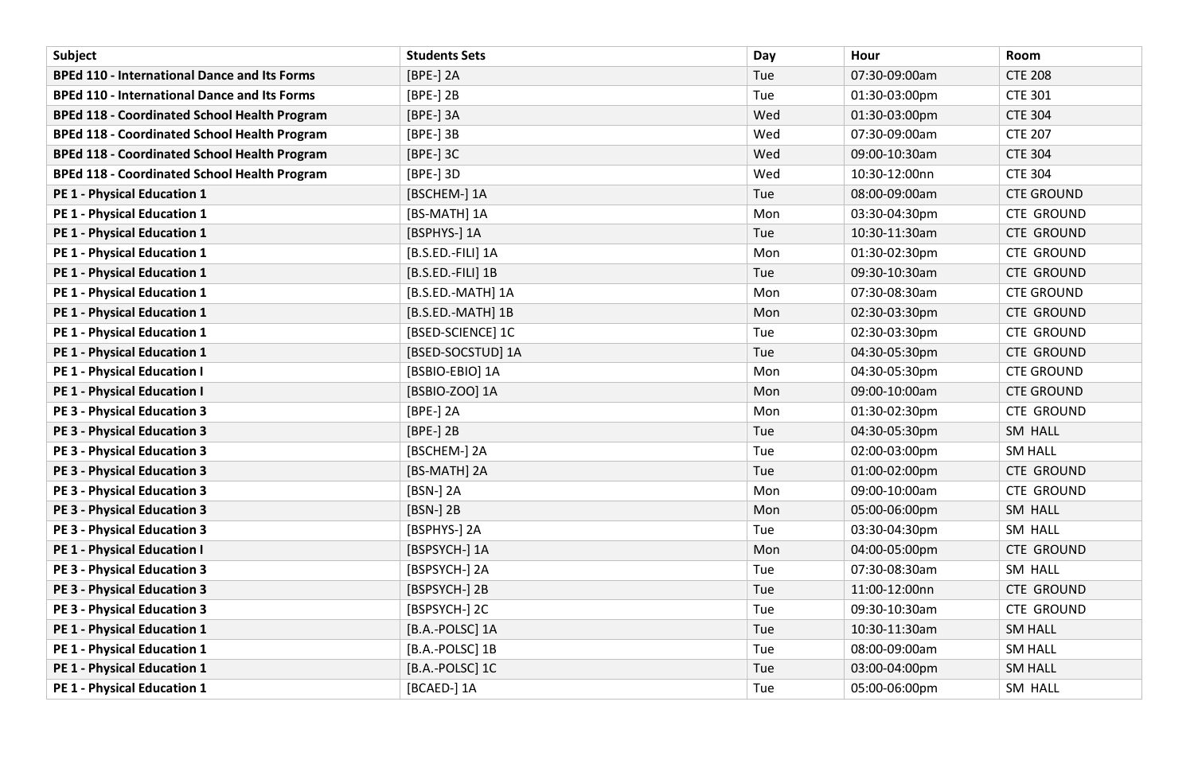| Subject | Students Sets | Day | Hour | Room |
|---|---|---|---|---|
| **BPEd 110 - International Dance and Its Forms** | [BPE-] 2A | Tue | 07:30-09:00am | CTE 208 |
| **BPEd 110 - International Dance and Its Forms** | [BPE-] 2B | Tue | 01:30-03:00pm | CTE 301 |
| **BPEd 118 - Coordinated School Health Program** | [BPE-] 3A | Wed | 01:30-03:00pm | CTE 304 |
| **BPEd 118 - Coordinated School Health Program** | [BPE-] 3B | Wed | 07:30-09:00am | CTE 207 |
| **BPEd 118 - Coordinated School Health Program** | [BPE-] 3C | Wed | 09:00-10:30am | CTE 304 |
| **BPEd 118 - Coordinated School Health Program** | [BPE-] 3D | Wed | 10:30-12:00nn | CTE 304 |
| **PE 1 - Physical Education 1** | [BSCHEM-] 1A | Tue | 08:00-09:00am | CTE GROUND |
| **PE 1 - Physical Education 1** | [BS-MATH] 1A | Mon | 03:30-04:30pm | CTE GROUND |
| **PE 1 - Physical Education 1** | [BSPHYS-] 1A | Tue | 10:30-11:30am | CTE GROUND |
| **PE 1 - Physical Education 1** | [B.S.ED.-FILI] 1A | Mon | 01:30-02:30pm | CTE GROUND |
| **PE 1 - Physical Education 1** | [B.S.ED.-FILI] 1B | Tue | 09:30-10:30am | CTE GROUND |
| **PE 1 - Physical Education 1** | [B.S.ED.-MATH] 1A | Mon | 07:30-08:30am | CTE GROUND |
| **PE 1 - Physical Education 1** | [B.S.ED.-MATH] 1B | Mon | 02:30-03:30pm | CTE GROUND |
| **PE 1 - Physical Education 1** | [BSED-SCIENCE] 1C | Tue | 02:30-03:30pm | CTE GROUND |
| **PE 1 - Physical Education 1** | [BSED-SOCSTUD] 1A | Tue | 04:30-05:30pm | CTE GROUND |
| **PE 1 - Physical Education I** | [BSBIO-EBIO] 1A | Mon | 04:30-05:30pm | CTE GROUND |
| **PE 1 - Physical Education I** | [BSBIO-ZOO] 1A | Mon | 09:00-10:00am | CTE GROUND |
| **PE 3 - Physical Education 3** | [BPE-] 2A | Mon | 01:30-02:30pm | CTE GROUND |
| **PE 3 - Physical Education 3** | [BPE-] 2B | Tue | 04:30-05:30pm | SM HALL |
| **PE 3 - Physical Education 3** | [BSCHEM-] 2A | Tue | 02:00-03:00pm | SM HALL |
| **PE 3 - Physical Education 3** | [BS-MATH] 2A | Tue | 01:00-02:00pm | CTE GROUND |
| **PE 3 - Physical Education 3** | [BSN-] 2A | Mon | 09:00-10:00am | CTE GROUND |
| **PE 3 - Physical Education 3** | [BSN-] 2B | Mon | 05:00-06:00pm | SM HALL |
| **PE 3 - Physical Education 3** | [BSPHYS-] 2A | Tue | 03:30-04:30pm | SM HALL |
| **PE 1 - Physical Education I** | [BSPSYCH-] 1A | Mon | 04:00-05:00pm | CTE GROUND |
| **PE 3 - Physical Education 3** | [BSPSYCH-] 2A | Tue | 07:30-08:30am | SM HALL |
| **PE 3 - Physical Education 3** | [BSPSYCH-] 2B | Tue | 11:00-12:00nn | CTE GROUND |
| **PE 3 - Physical Education 3** | [BSPSYCH-] 2C | Tue | 09:30-10:30am | CTE GROUND |
| **PE 1 - Physical Education 1** | [B.A.-POLSC] 1A | Tue | 10:30-11:30am | SM HALL |
| **PE 1 - Physical Education 1** | [B.A.-POLSC] 1B | Tue | 08:00-09:00am | SM HALL |
| **PE 1 - Physical Education 1** | [B.A.-POLSC] 1C | Tue | 03:00-04:00pm | SM HALL |
| **PE 1 - Physical Education 1** | [BCAED-] 1A | Tue | 05:00-06:00pm | SM HALL |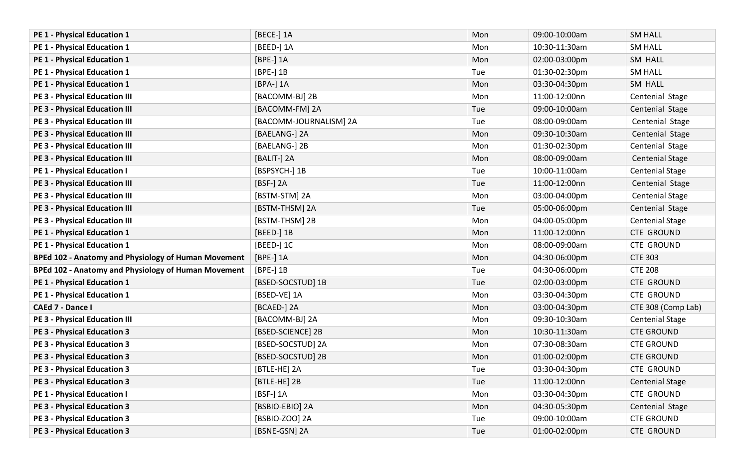| **PE 1 - Physical Education 1** | [BECE-] 1A | Mon | 09:00-10:00am | SM HALL |
|---|---|---|---|---|
| **PE 1 - Physical Education 1** | [BEED-] 1A | Mon | 10:30-11:30am | SM HALL |
| **PE 1 - Physical Education 1** | [BPE-] 1A | Mon | 02:00-03:00pm | SM HALL |
| **PE 1 - Physical Education 1** | [BPE-] 1B | Tue | 01:30-02:30pm | SM HALL |
| **PE 1 - Physical Education 1** | [BPA-] 1A | Mon | 03:30-04:30pm | SM HALL |
| **PE 3 - Physical Education III** | [BACOMM-BJ] 2B | Mon | 11:00-12:00nn | Centenial Stage |
| **PE 3 - Physical Education III** | [BACOMM-FM] 2A | Tue | 09:00-10:00am | Centenial Stage |
| **PE 3 - Physical Education III** | [BACOMM-JOURNALISM] 2A | Tue | 08:00-09:00am | Centenial Stage |
| **PE 3 - Physical Education III** | [BAELANG-] 2A | Mon | 09:30-10:30am | Centenial Stage |
| **PE 3 - Physical Education III** | [BAELANG-] 2B | Mon | 01:30-02:30pm | Centenial Stage |
| **PE 3 - Physical Education III** | [BALIT-] 2A | Mon | 08:00-09:00am | Centenial Stage |
| **PE 1 - Physical Education I** | [BSPSYCH-] 1B | Tue | 10:00-11:00am | Centenial Stage |
| **PE 3 - Physical Education III** | [BSF-] 2A | Tue | 11:00-12:00nn | Centenial Stage |
| **PE 3 - Physical Education III** | [BSTM-STM] 2A | Mon | 03:00-04:00pm | Centenial Stage |
| **PE 3 - Physical Education III** | [BSTM-THSM] 2A | Tue | 05:00-06:00pm | Centenial Stage |
| **PE 3 - Physical Education III** | [BSTM-THSM] 2B | Mon | 04:00-05:00pm | Centenial Stage |
| **PE 1 - Physical Education 1** | [BEED-] 1B | Mon | 11:00-12:00nn | CTE GROUND |
| **PE 1 - Physical Education 1** | [BEED-] 1C | Mon | 08:00-09:00am | CTE GROUND |
| **BPEd 102 - Anatomy and Physiology of Human Movement** | [BPE-] 1A | Mon | 04:30-06:00pm | CTE 303 |
| **BPEd 102 - Anatomy and Physiology of Human Movement** | [BPE-] 1B | Tue | 04:30-06:00pm | CTE 208 |
| **PE 1 - Physical Education 1** | [BSED-SOCSTUD] 1B | Tue | 02:00-03:00pm | CTE GROUND |
| **PE 1 - Physical Education 1** | [BSED-VE] 1A | Mon | 03:30-04:30pm | CTE GROUND |
| **CAEd 7 - Dance I** | [BCAED-] 2A | Mon | 03:00-04:30pm | CTE 308 (Comp Lab) |
| **PE 3 - Physical Education III** | [BACOMM-BJ] 2A | Mon | 09:30-10:30am | Centenial Stage |
| **PE 3 - Physical Education 3** | [BSED-SCIENCE] 2B | Mon | 10:30-11:30am | CTE GROUND |
| **PE 3 - Physical Education 3** | [BSED-SOCSTUD] 2A | Mon | 07:30-08:30am | CTE GROUND |
| **PE 3 - Physical Education 3** | [BSED-SOCSTUD] 2B | Mon | 01:00-02:00pm | CTE GROUND |
| **PE 3 - Physical Education 3** | [BTLE-HE] 2A | Tue | 03:30-04:30pm | CTE GROUND |
| **PE 3 - Physical Education 3** | [BTLE-HE] 2B | Tue | 11:00-12:00nn | Centenial Stage |
| **PE 1 - Physical Education I** | [BSF-] 1A | Mon | 03:30-04:30pm | CTE GROUND |
| **PE 3 - Physical Education 3** | [BSBIO-EBIO] 2A | Mon | 04:30-05:30pm | Centenial Stage |
| **PE 3 - Physical Education 3** | [BSBIO-ZOO] 2A | Tue | 09:00-10:00am | CTE GROUND |
| **PE 3 - Physical Education 3** | [BSNE-GSN] 2A | Tue | 01:00-02:00pm | CTE GROUND |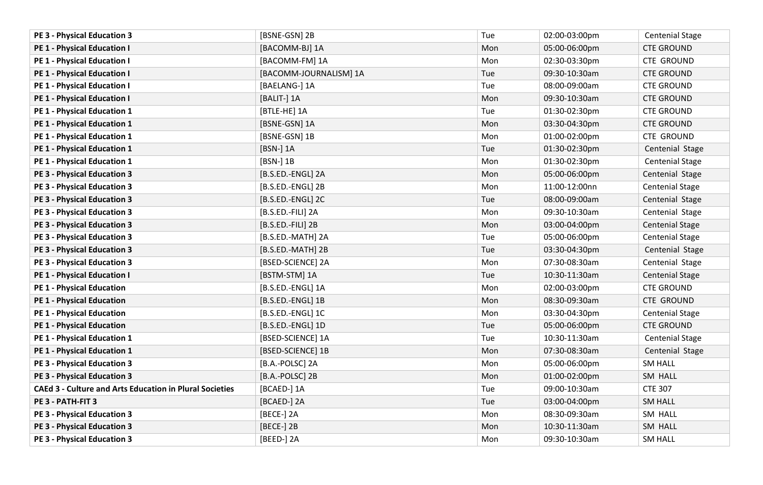| | | | | |
|---|---|---|---|---|
| **PE 3 - Physical Education 3** | [BSNE-GSN] 2B | Tue | 02:00-03:00pm | Centenial Stage |
| **PE 1 - Physical Education I** | [BACOMM-BJ] 1A | Mon | 05:00-06:00pm | CTE GROUND |
| **PE 1 - Physical Education I** | [BACOMM-FM] 1A | Mon | 02:30-03:30pm | CTE GROUND |
| **PE 1 - Physical Education I** | [BACOMM-JOURNALISM] 1A | Tue | 09:30-10:30am | CTE GROUND |
| **PE 1 - Physical Education I** | [BAELANG-] 1A | Tue | 08:00-09:00am | CTE GROUND |
| **PE 1 - Physical Education I** | [BALIT-] 1A | Mon | 09:30-10:30am | CTE GROUND |
| **PE 1 - Physical Education 1** | [BTLE-HE] 1A | Tue | 01:30-02:30pm | CTE GROUND |
| **PE 1 - Physical Education 1** | [BSNE-GSN] 1A | Mon | 03:30-04:30pm | CTE GROUND |
| **PE 1 - Physical Education 1** | [BSNE-GSN] 1B | Mon | 01:00-02:00pm | CTE GROUND |
| **PE 1 - Physical Education 1** | [BSN-] 1A | Tue | 01:30-02:30pm | Centenial Stage |
| **PE 1 - Physical Education 1** | [BSN-] 1B | Mon | 01:30-02:30pm | Centenial Stage |
| **PE 3 - Physical Education 3** | [B.S.ED.-ENGL] 2A | Mon | 05:00-06:00pm | Centenial Stage |
| **PE 3 - Physical Education 3** | [B.S.ED.-ENGL] 2B | Mon | 11:00-12:00nn | Centenial Stage |
| **PE 3 - Physical Education 3** | [B.S.ED.-ENGL] 2C | Tue | 08:00-09:00am | Centenial Stage |
| **PE 3 - Physical Education 3** | [B.S.ED.-FILI] 2A | Mon | 09:30-10:30am | Centenial Stage |
| **PE 3 - Physical Education 3** | [B.S.ED.-FILI] 2B | Mon | 03:00-04:00pm | Centenial Stage |
| **PE 3 - Physical Education 3** | [B.S.ED.-MATH] 2A | Tue | 05:00-06:00pm | Centenial Stage |
| **PE 3 - Physical Education 3** | [B.S.ED.-MATH] 2B | Tue | 03:30-04:30pm | Centenial Stage |
| **PE 3 - Physical Education 3** | [BSED-SCIENCE] 2A | Mon | 07:30-08:30am | Centenial Stage |
| **PE 1 - Physical Education I** | [BSTM-STM] 1A | Tue | 10:30-11:30am | Centenial Stage |
| **PE 1 - Physical Education** | [B.S.ED.-ENGL] 1A | Mon | 02:00-03:00pm | CTE GROUND |
| **PE 1 - Physical Education** | [B.S.ED.-ENGL] 1B | Mon | 08:30-09:30am | CTE GROUND |
| **PE 1 - Physical Education** | [B.S.ED.-ENGL] 1C | Mon | 03:30-04:30pm | Centenial Stage |
| **PE 1 - Physical Education** | [B.S.ED.-ENGL] 1D | Tue | 05:00-06:00pm | CTE GROUND |
| **PE 1 - Physical Education 1** | [BSED-SCIENCE] 1A | Tue | 10:30-11:30am | Centenial Stage |
| **PE 1 - Physical Education 1** | [BSED-SCIENCE] 1B | Mon | 07:30-08:30am | Centenial Stage |
| **PE 3 - Physical Education 3** | [B.A.-POLSC] 2A | Mon | 05:00-06:00pm | SM HALL |
| **PE 3 - Physical Education 3** | [B.A.-POLSC] 2B | Mon | 01:00-02:00pm | SM HALL |
| **CAEd 3 - Culture and Arts Education in Plural Societies** | [BCAED-] 1A | Tue | 09:00-10:30am | CTE 307 |
| **PE 3 - PATH-FIT 3** | [BCAED-] 2A | Tue | 03:00-04:00pm | SM HALL |
| **PE 3 - Physical Education 3** | [BECE-] 2A | Mon | 08:30-09:30am | SM HALL |
| **PE 3 - Physical Education 3** | [BECE-] 2B | Mon | 10:30-11:30am | SM HALL |
| **PE 3 - Physical Education 3** | [BEED-] 2A | Mon | 09:30-10:30am | SM HALL |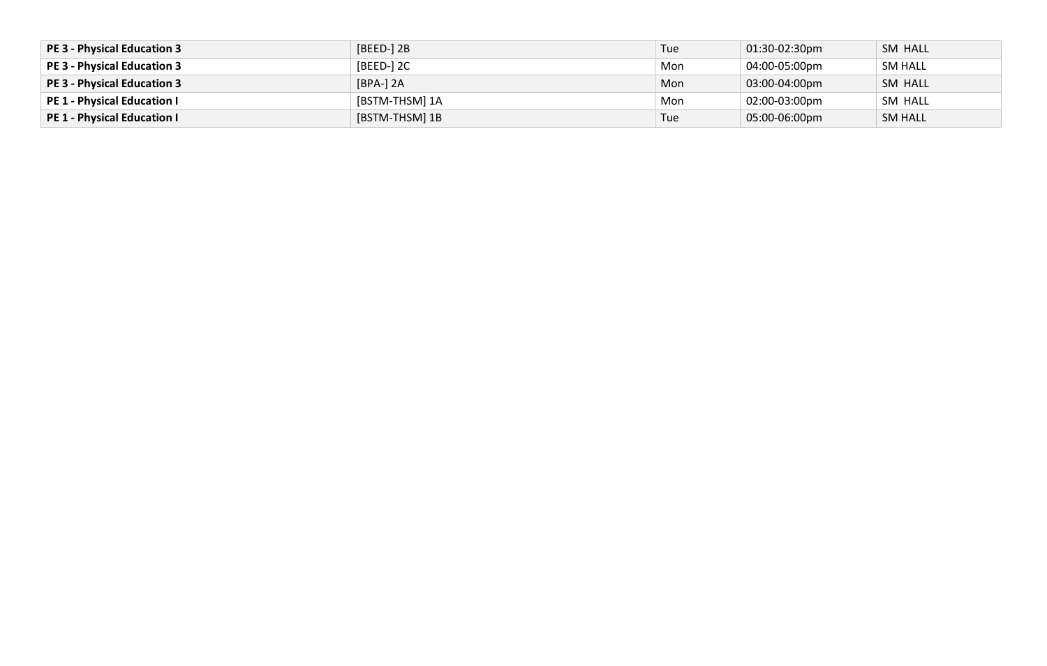| | | | | |
|---|---|---|---|---|
| **PE 3 - Physical Education 3** | [BEED-] 2B | Tue | 01:30-02:30pm | SM HALL |
| **PE 3 - Physical Education 3** | [BEED-] 2C | Mon | 04:00-05:00pm | SM HALL |
| **PE 3 - Physical Education 3** | [BPA-] 2A | Mon | 03:00-04:00pm | SM HALL |
| **PE 1 - Physical Education I** | [BSTM-THSM] 1A | Mon | 02:00-03:00pm | SM HALL |
| **PE 1 - Physical Education I** | [BSTM-THSM] 1B | Tue | 05:00-06:00pm | SM HALL |